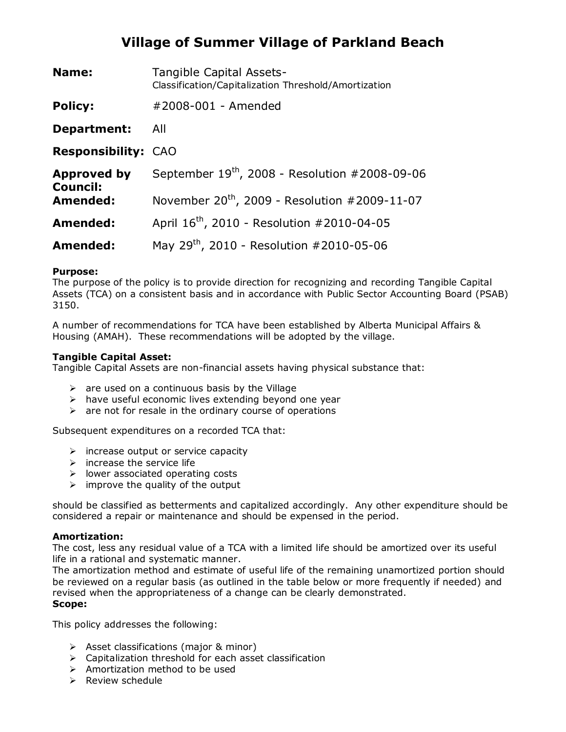# Village of Summer Village of Parkland Beach

| | |
|---|---|
| **Name:** | Tangible Capital Assets- Classification/Capitalization Threshold/Amortization |
| **Policy:** | #2008-001 - Amended |
| **Department:** | All |
| **Responsibility:** | CAO |
| **Approved by Council:** | September 19th, 2008 - Resolution #2008-09-06 |
| **Amended:** | November 20th, 2009 - Resolution #2009-11-07 |
| **Amended:** | April 16th, 2010 - Resolution #2010-04-05 |
| **Amended:** | May 29th, 2010 - Resolution #2010-05-06 |

**Purpose:**
The purpose of the policy is to provide direction for recognizing and recording Tangible Capital Assets (TCA) on a consistent basis and in accordance with Public Sector Accounting Board (PSAB) 3150.

A number of recommendations for TCA have been established by Alberta Municipal Affairs & Housing (AMAH). These recommendations will be adopted by the village.

**Tangible Capital Asset:**
Tangible Capital Assets are non-financial assets having physical substance that:

- are used on a continuous basis by the Village
- have useful economic lives extending beyond one year
- are not for resale in the ordinary course of operations

Subsequent expenditures on a recorded TCA that:

- increase output or service capacity
- increase the service life
- lower associated operating costs
- improve the quality of the output

should be classified as betterments and capitalized accordingly. Any other expenditure should be considered a repair or maintenance and should be expensed in the period.

**Amortization:**
The cost, less any residual value of a TCA with a limited life should be amortized over its useful life in a rational and systematic manner.
The amortization method and estimate of useful life of the remaining unamortized portion should be reviewed on a regular basis (as outlined in the table below or more frequently if needed) and revised when the appropriateness of a change can be clearly demonstrated.

**Scope:**

This policy addresses the following:

- Asset classifications (major & minor)
- Capitalization threshold for each asset classification
- Amortization method to be used
- Review schedule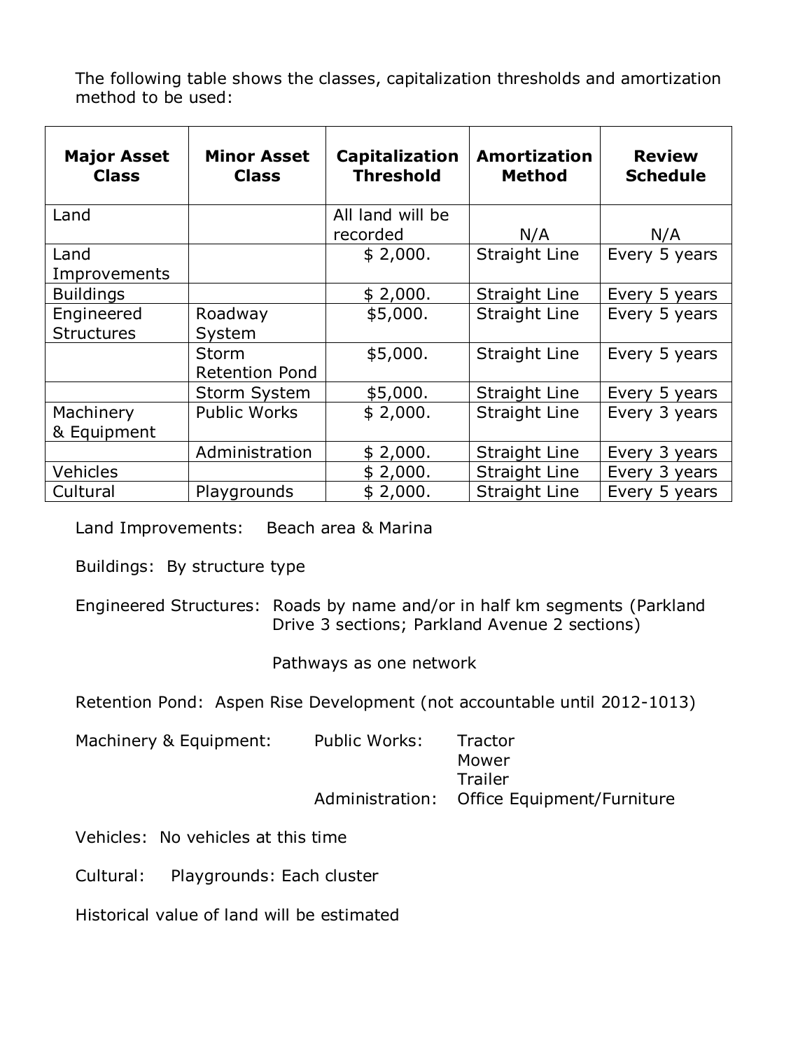The following table shows the classes, capitalization thresholds and amortization method to be used:

| Major Asset Class | Minor Asset Class | Capitalization Threshold | Amortization Method | Review Schedule |
|---|---|---|---|---|
| Land | | All land will be recorded | N/A | N/A |
| Land Improvements | | $ 2,000. | Straight Line | Every 5 years |
| Buildings | | $ 2,000. | Straight Line | Every 5 years |
| Engineered Structures | Roadway System | $5,000. | Straight Line | Every 5 years |
| | Storm Retention Pond | $5,000. | Straight Line | Every 5 years |
| | Storm System | $5,000. | Straight Line | Every 5 years |
| Machinery & Equipment | Public Works | $ 2,000. | Straight Line | Every 3 years |
| | Administration | $ 2,000. | Straight Line | Every 3 years |
| Vehicles | | $ 2,000. | Straight Line | Every 3 years |
| Cultural | Playgrounds | $ 2,000. | Straight Line | Every 5 years |

Land Improvements: Beach area & Marina

Buildings: By structure type

Engineered Structures: Roads by name and/or in half km segments (Parkland Drive 3 sections; Parkland Avenue 2 sections)

Pathways as one network

Retention Pond: Aspen Rise Development (not accountable until 2012-1013)

Machinery & Equipment:
- Public Works: Tractor, Mower, Trailer
- Administration: Office Equipment/Furniture

Vehicles: No vehicles at this time

Cultural: Playgrounds: Each cluster

Historical value of land will be estimated